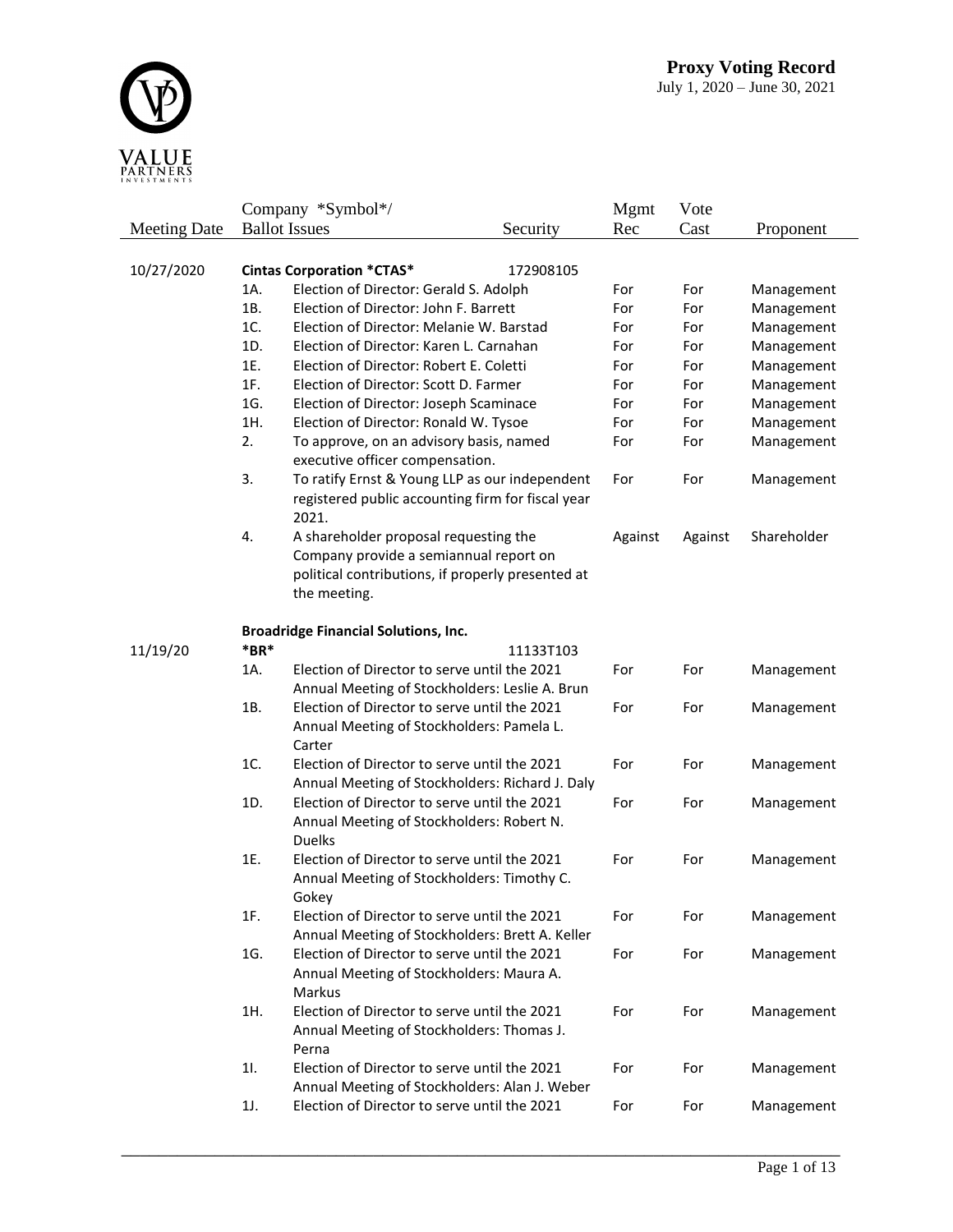VALUE PARTNERS INVESTMENTS

# Proxy Voting Record

July 1, 2020 – June 30, 2021

| Meeting Date | Company *Symbol*/ Ballot Issues | | Security | Mgmt Rec | Vote Cast | Proponent |
|---|---|---|---|---|---|---|
| 10/27/2020 | **Cintas Corporation *CTAS*** | | 172908105 | | | |
| | 1A. | Election of Director: Gerald S. Adolph | | For | For | Management |
| | 1B. | Election of Director: John F. Barrett | | For | For | Management |
| | 1C. | Election of Director: Melanie W. Barstad | | For | For | Management |
| | 1D. | Election of Director: Karen L. Carnahan | | For | For | Management |
| | 1E. | Election of Director: Robert E. Coletti | | For | For | Management |
| | 1F. | Election of Director: Scott D. Farmer | | For | For | Management |
| | 1G. | Election of Director: Joseph Scaminace | | For | For | Management |
| | 1H. | Election of Director: Ronald W. Tysoe | | For | For | Management |
| | 2. | To approve, on an advisory basis, named executive officer compensation. | | For | For | Management |
| | 3. | To ratify Ernst & Young LLP as our independent registered public accounting firm for fiscal year 2021. | | For | For | Management |
| | 4. | A shareholder proposal requesting the Company provide a semiannual report on political contributions, if properly presented at the meeting. | | Against | Against | Shareholder |
| 11/19/20 | **Broadridge Financial Solutions, Inc. *BR*** | | 11133T103 | | | |
| | 1A. | Election of Director to serve until the 2021 Annual Meeting of Stockholders: Leslie A. Brun | | For | For | Management |
| | 1B. | Election of Director to serve until the 2021 Annual Meeting of Stockholders: Pamela L. Carter | | For | For | Management |
| | 1C. | Election of Director to serve until the 2021 Annual Meeting of Stockholders: Richard J. Daly | | For | For | Management |
| | 1D. | Election of Director to serve until the 2021 Annual Meeting of Stockholders: Robert N. Duelks | | For | For | Management |
| | 1E. | Election of Director to serve until the 2021 Annual Meeting of Stockholders: Timothy C. Gokey | | For | For | Management |
| | 1F. | Election of Director to serve until the 2021 Annual Meeting of Stockholders: Brett A. Keller | | For | For | Management |
| | 1G. | Election of Director to serve until the 2021 Annual Meeting of Stockholders: Maura A. Markus | | For | For | Management |
| | 1H. | Election of Director to serve until the 2021 Annual Meeting of Stockholders: Thomas J. Perna | | For | For | Management |
| | 1I. | Election of Director to serve until the 2021 Annual Meeting of Stockholders: Alan J. Weber | | For | For | Management |
| | 1J. | Election of Director to serve until the 2021 | | For | For | Management |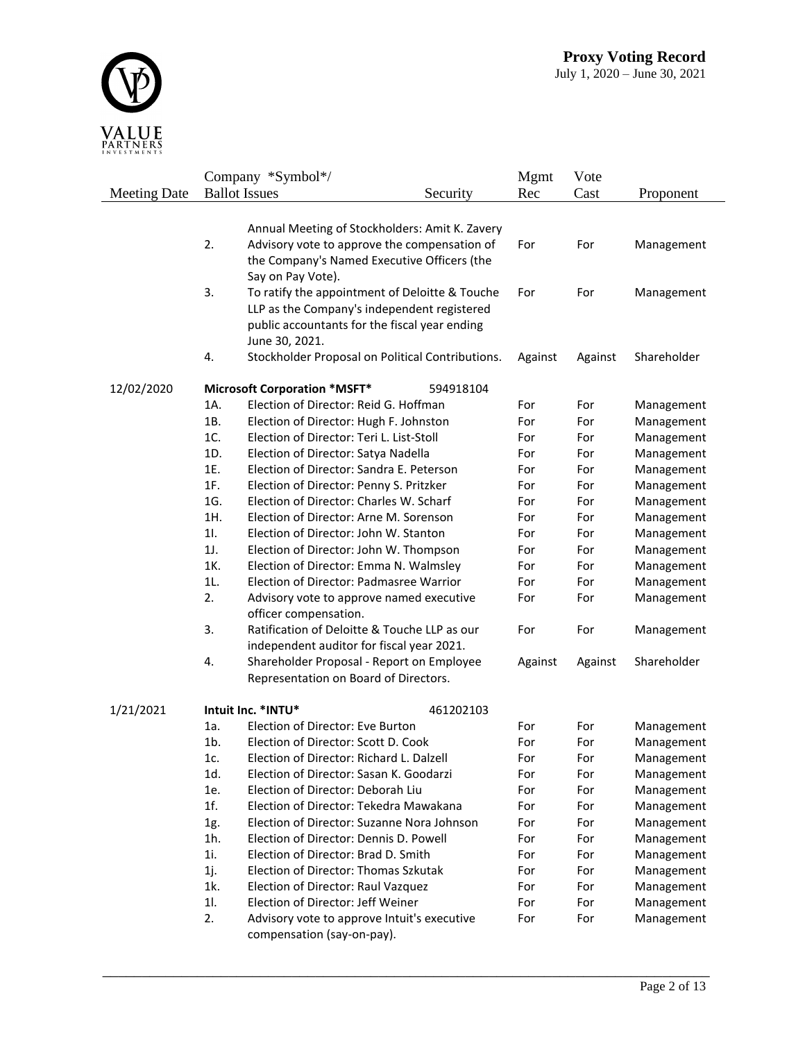| Meeting Date | Company \*Symbol\*/ Ballot Issues | | Security | Mgmt Rec | Vote Cast | Proponent |
|---|---|---|---|---|---|---|
| | | Annual Meeting of Stockholders: Amit K. Zavery | | | | |
| | 2. | Advisory vote to approve the compensation of the Company's Named Executive Officers (the Say on Pay Vote). | | For | For | Management |
| | 3. | To ratify the appointment of Deloitte & Touche LLP as the Company's independent registered public accountants for the fiscal year ending June 30, 2021. | | For | For | Management |
| | 4. | Stockholder Proposal on Political Contributions. | | Against | Against | Shareholder |
| 12/02/2020 | **Microsoft Corporation *MSFT*** | | 594918104 | | | |
| | 1A. | Election of Director: Reid G. Hoffman | | For | For | Management |
| | 1B. | Election of Director: Hugh F. Johnston | | For | For | Management |
| | 1C. | Election of Director: Teri L. List-Stoll | | For | For | Management |
| | 1D. | Election of Director: Satya Nadella | | For | For | Management |
| | 1E. | Election of Director: Sandra E. Peterson | | For | For | Management |
| | 1F. | Election of Director: Penny S. Pritzker | | For | For | Management |
| | 1G. | Election of Director: Charles W. Scharf | | For | For | Management |
| | 1H. | Election of Director: Arne M. Sorenson | | For | For | Management |
| | 1I. | Election of Director: John W. Stanton | | For | For | Management |
| | 1J. | Election of Director: John W. Thompson | | For | For | Management |
| | 1K. | Election of Director: Emma N. Walmsley | | For | For | Management |
| | 1L. | Election of Director: Padmasree Warrior | | For | For | Management |
| | 2. | Advisory vote to approve named executive officer compensation. | | For | For | Management |
| | 3. | Ratification of Deloitte & Touche LLP as our independent auditor for fiscal year 2021. | | For | For | Management |
| | 4. | Shareholder Proposal - Report on Employee Representation on Board of Directors. | | Against | Against | Shareholder |
| 1/21/2021 | **Intuit Inc. *INTU*** | | 461202103 | | | |
| | 1a. | Election of Director: Eve Burton | | For | For | Management |
| | 1b. | Election of Director: Scott D. Cook | | For | For | Management |
| | 1c. | Election of Director: Richard L. Dalzell | | For | For | Management |
| | 1d. | Election of Director: Sasan K. Goodarzi | | For | For | Management |
| | 1e. | Election of Director: Deborah Liu | | For | For | Management |
| | 1f. | Election of Director: Tekedra Mawakana | | For | For | Management |
| | 1g. | Election of Director: Suzanne Nora Johnson | | For | For | Management |
| | 1h. | Election of Director: Dennis D. Powell | | For | For | Management |
| | 1i. | Election of Director: Brad D. Smith | | For | For | Management |
| | 1j. | Election of Director: Thomas Szkutak | | For | For | Management |
| | 1k. | Election of Director: Raul Vazquez | | For | For | Management |
| | 1l. | Election of Director: Jeff Weiner | | For | For | Management |
| | 2. | Advisory vote to approve Intuit's executive compensation (say-on-pay). | | For | For | Management |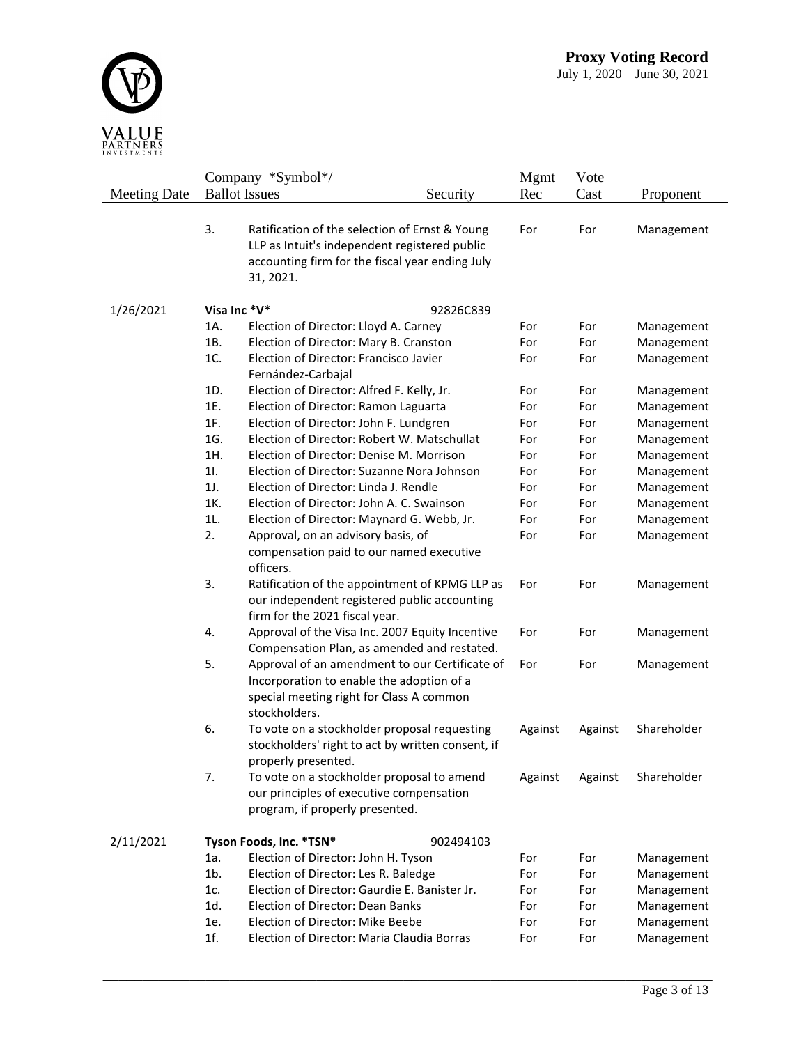| Meeting Date | Company *Symbol*/ Ballot Issues | | Security | Mgmt Rec | Vote Cast | Proponent |
|---|---|---|---|---|---|---|
| | 3. | Ratification of the selection of Ernst & Young LLP as Intuit's independent registered public accounting firm for the fiscal year ending July 31, 2021. | | For | For | Management |
| 1/26/2021 | **Visa Inc *V*** | | 92826C839 | | | |
| | 1A. | Election of Director: Lloyd A. Carney | | For | For | Management |
| | 1B. | Election of Director: Mary B. Cranston | | For | For | Management |
| | 1C. | Election of Director: Francisco Javier Fernández-Carbajal | | For | For | Management |
| | 1D. | Election of Director: Alfred F. Kelly, Jr. | | For | For | Management |
| | 1E. | Election of Director: Ramon Laguarta | | For | For | Management |
| | 1F. | Election of Director: John F. Lundgren | | For | For | Management |
| | 1G. | Election of Director: Robert W. Matschullat | | For | For | Management |
| | 1H. | Election of Director: Denise M. Morrison | | For | For | Management |
| | 1I. | Election of Director: Suzanne Nora Johnson | | For | For | Management |
| | 1J. | Election of Director: Linda J. Rendle | | For | For | Management |
| | 1K. | Election of Director: John A. C. Swainson | | For | For | Management |
| | 1L. | Election of Director: Maynard G. Webb, Jr. | | For | For | Management |
| | 2. | Approval, on an advisory basis, of compensation paid to our named executive officers. | | For | For | Management |
| | 3. | Ratification of the appointment of KPMG LLP as our independent registered public accounting firm for the 2021 fiscal year. | | For | For | Management |
| | 4. | Approval of the Visa Inc. 2007 Equity Incentive Compensation Plan, as amended and restated. | | For | For | Management |
| | 5. | Approval of an amendment to our Certificate of Incorporation to enable the adoption of a special meeting right for Class A common stockholders. | | For | For | Management |
| | 6. | To vote on a stockholder proposal requesting stockholders' right to act by written consent, if properly presented. | | Against | Against | Shareholder |
| | 7. | To vote on a stockholder proposal to amend our principles of executive compensation program, if properly presented. | | Against | Against | Shareholder |
| 2/11/2021 | **Tyson Foods, Inc. *TSN*** | | 902494103 | | | |
| | 1a. | Election of Director: John H. Tyson | | For | For | Management |
| | 1b. | Election of Director: Les R. Baledge | | For | For | Management |
| | 1c. | Election of Director: Gaurdie E. Banister Jr. | | For | For | Management |
| | 1d. | Election of Director: Dean Banks | | For | For | Management |
| | 1e. | Election of Director: Mike Beebe | | For | For | Management |
| | 1f. | Election of Director: Maria Claudia Borras | | For | For | Management |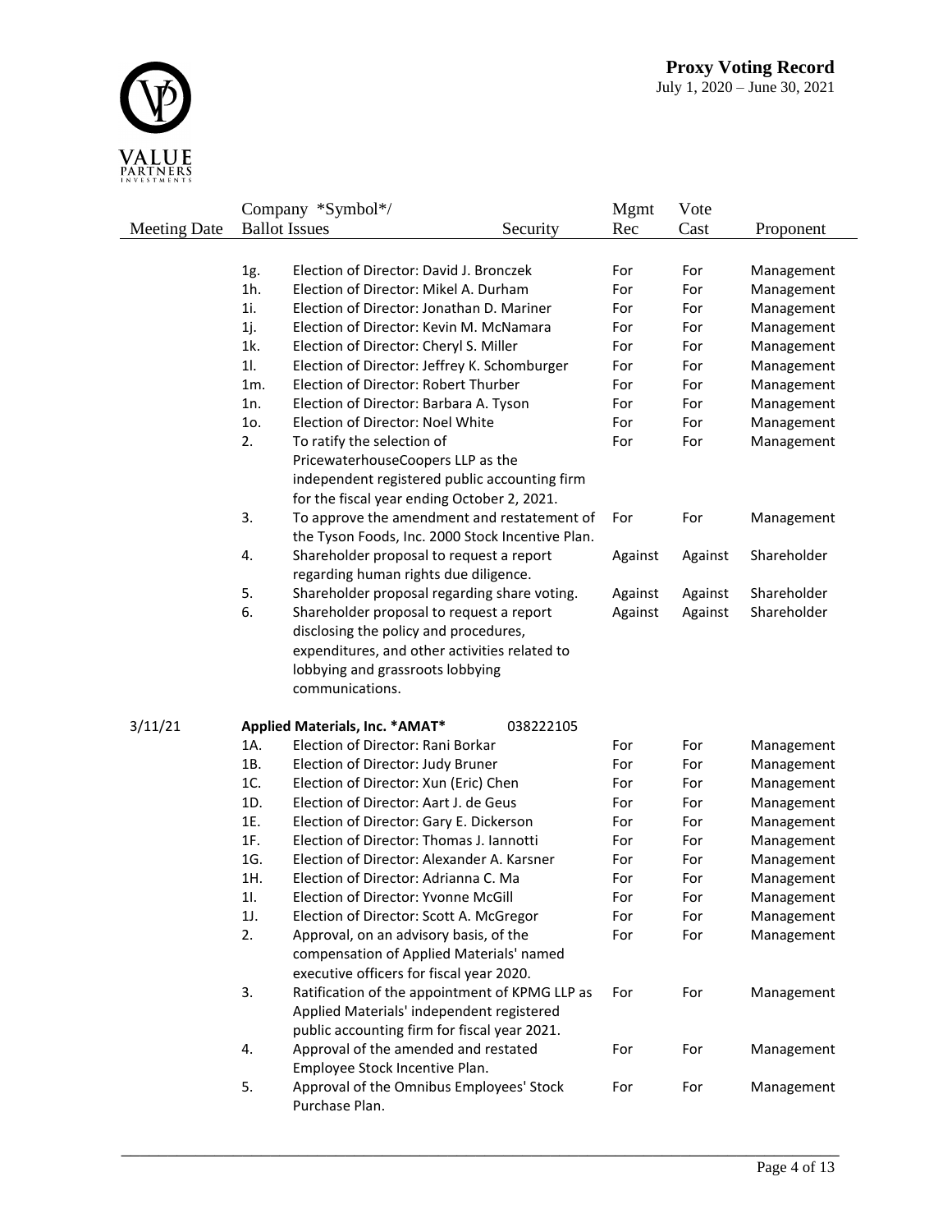# Proxy Voting Record

July 1, 2020 – June 30, 2021

| Meeting Date | Company *Symbol*/ Ballot Issues | | Security | Mgmt Rec | Vote Cast | Proponent |
|---|---|---|---|---|---|---|
| | 1g. | Election of Director: David J. Bronczek | | For | For | Management |
| | 1h. | Election of Director: Mikel A. Durham | | For | For | Management |
| | 1i. | Election of Director: Jonathan D. Mariner | | For | For | Management |
| | 1j. | Election of Director: Kevin M. McNamara | | For | For | Management |
| | 1k. | Election of Director: Cheryl S. Miller | | For | For | Management |
| | 1l. | Election of Director: Jeffrey K. Schomburger | | For | For | Management |
| | 1m. | Election of Director: Robert Thurber | | For | For | Management |
| | 1n. | Election of Director: Barbara A. Tyson | | For | For | Management |
| | 1o. | Election of Director: Noel White | | For | For | Management |
| | 2. | To ratify the selection of PricewaterhouseCoopers LLP as the independent registered public accounting firm for the fiscal year ending October 2, 2021. | | For | For | Management |
| | 3. | To approve the amendment and restatement of the Tyson Foods, Inc. 2000 Stock Incentive Plan. | | For | For | Management |
| | 4. | Shareholder proposal to request a report regarding human rights due diligence. | | Against | Against | Shareholder |
| | 5. | Shareholder proposal regarding share voting. | | Against | Against | Shareholder |
| | 6. | Shareholder proposal to request a report disclosing the policy and procedures, expenditures, and other activities related to lobbying and grassroots lobbying communications. | | Against | Against | Shareholder |
| 3/11/21 | **Applied Materials, Inc. *AMAT*** | | 038222105 | | | |
| | 1A. | Election of Director: Rani Borkar | | For | For | Management |
| | 1B. | Election of Director: Judy Bruner | | For | For | Management |
| | 1C. | Election of Director: Xun (Eric) Chen | | For | For | Management |
| | 1D. | Election of Director: Aart J. de Geus | | For | For | Management |
| | 1E. | Election of Director: Gary E. Dickerson | | For | For | Management |
| | 1F. | Election of Director: Thomas J. Iannotti | | For | For | Management |
| | 1G. | Election of Director: Alexander A. Karsner | | For | For | Management |
| | 1H. | Election of Director: Adrianna C. Ma | | For | For | Management |
| | 1I. | Election of Director: Yvonne McGill | | For | For | Management |
| | 1J. | Election of Director: Scott A. McGregor | | For | For | Management |
| | 2. | Approval, on an advisory basis, of the compensation of Applied Materials' named executive officers for fiscal year 2020. | | For | For | Management |
| | 3. | Ratification of the appointment of KPMG LLP as Applied Materials' independent registered public accounting firm for fiscal year 2021. | | For | For | Management |
| | 4. | Approval of the amended and restated Employee Stock Incentive Plan. | | For | For | Management |
| | 5. | Approval of the Omnibus Employees' Stock Purchase Plan. | | For | For | Management |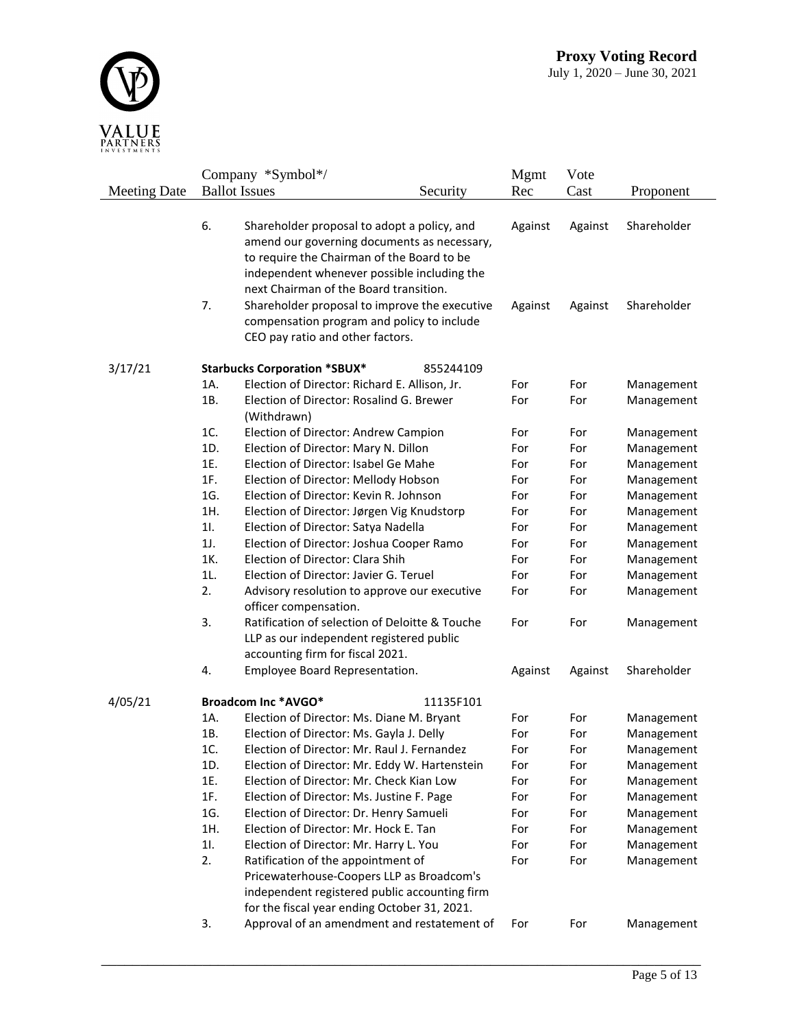| Meeting Date | Company *Symbol*/ Ballot Issues | | Security | Mgmt Rec | Vote Cast | Proponent |
|---|---|---|---|---|---|---|
| | 6. | Shareholder proposal to adopt a policy, and amend our governing documents as necessary, to require the Chairman of the Board to be independent whenever possible including the next Chairman of the Board transition. | | Against | Against | Shareholder |
| | 7. | Shareholder proposal to improve the executive compensation program and policy to include CEO pay ratio and other factors. | | Against | Against | Shareholder |
| 3/17/21 | **Starbucks Corporation *SBUX*** | | 855244109 | | | |
| | 1A. | Election of Director: Richard E. Allison, Jr. | | For | For | Management |
| | 1B. | Election of Director: Rosalind G. Brewer (Withdrawn) | | For | For | Management |
| | 1C. | Election of Director: Andrew Campion | | For | For | Management |
| | 1D. | Election of Director: Mary N. Dillon | | For | For | Management |
| | 1E. | Election of Director: Isabel Ge Mahe | | For | For | Management |
| | 1F. | Election of Director: Mellody Hobson | | For | For | Management |
| | 1G. | Election of Director: Kevin R. Johnson | | For | For | Management |
| | 1H. | Election of Director: Jørgen Vig Knudstorp | | For | For | Management |
| | 1I. | Election of Director: Satya Nadella | | For | For | Management |
| | 1J. | Election of Director: Joshua Cooper Ramo | | For | For | Management |
| | 1K. | Election of Director: Clara Shih | | For | For | Management |
| | 1L. | Election of Director: Javier G. Teruel | | For | For | Management |
| | 2. | Advisory resolution to approve our executive officer compensation. | | For | For | Management |
| | 3. | Ratification of selection of Deloitte & Touche LLP as our independent registered public accounting firm for fiscal 2021. | | For | For | Management |
| | 4. | Employee Board Representation. | | Against | Against | Shareholder |
| 4/05/21 | **Broadcom Inc *AVGO*** | | 11135F101 | | | |
| | 1A. | Election of Director: Ms. Diane M. Bryant | | For | For | Management |
| | 1B. | Election of Director: Ms. Gayla J. Delly | | For | For | Management |
| | 1C. | Election of Director: Mr. Raul J. Fernandez | | For | For | Management |
| | 1D. | Election of Director: Mr. Eddy W. Hartenstein | | For | For | Management |
| | 1E. | Election of Director: Mr. Check Kian Low | | For | For | Management |
| | 1F. | Election of Director: Ms. Justine F. Page | | For | For | Management |
| | 1G. | Election of Director: Dr. Henry Samueli | | For | For | Management |
| | 1H. | Election of Director: Mr. Hock E. Tan | | For | For | Management |
| | 1I. | Election of Director: Mr. Harry L. You | | For | For | Management |
| | 2. | Ratification of the appointment of Pricewaterhouse-Coopers LLP as Broadcom's independent registered public accounting firm for the fiscal year ending October 31, 2021. | | For | For | Management |
| | 3. | Approval of an amendment and restatement of | | For | For | Management |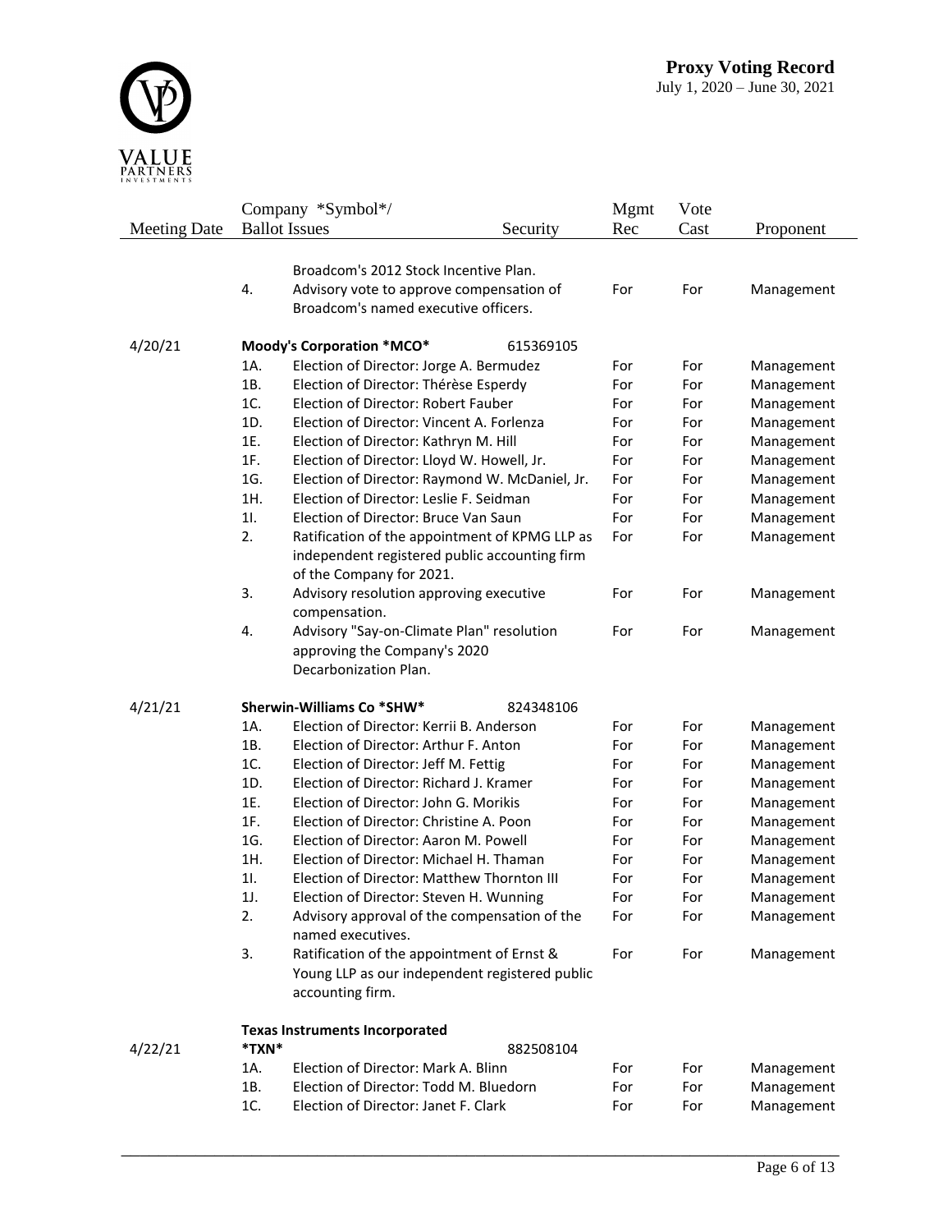| Meeting Date | Company *Symbol*/ Ballot Issues | | Security | Mgmt Rec | Vote Cast | Proponent |
|---|---|---|---|---|---|---|
| | | Broadcom's 2012 Stock Incentive Plan. | | | | |
| | 4. | Advisory vote to approve compensation of Broadcom's named executive officers. | | For | For | Management |
| 4/20/21 | **Moody's Corporation *MCO*** | | 615369105 | | | |
| | 1A. | Election of Director: Jorge A. Bermudez | | For | For | Management |
| | 1B. | Election of Director: Thérèse Esperdy | | For | For | Management |
| | 1C. | Election of Director: Robert Fauber | | For | For | Management |
| | 1D. | Election of Director: Vincent A. Forlenza | | For | For | Management |
| | 1E. | Election of Director: Kathryn M. Hill | | For | For | Management |
| | 1F. | Election of Director: Lloyd W. Howell, Jr. | | For | For | Management |
| | 1G. | Election of Director: Raymond W. McDaniel, Jr. | | For | For | Management |
| | 1H. | Election of Director: Leslie F. Seidman | | For | For | Management |
| | 1I. | Election of Director: Bruce Van Saun | | For | For | Management |
| | 2. | Ratification of the appointment of KPMG LLP as independent registered public accounting firm of the Company for 2021. | | For | For | Management |
| | 3. | Advisory resolution approving executive compensation. | | For | For | Management |
| | 4. | Advisory "Say-on-Climate Plan" resolution approving the Company's 2020 Decarbonization Plan. | | For | For | Management |
| 4/21/21 | **Sherwin-Williams Co *SHW*** | | 824348106 | | | |
| | 1A. | Election of Director: Kerrii B. Anderson | | For | For | Management |
| | 1B. | Election of Director: Arthur F. Anton | | For | For | Management |
| | 1C. | Election of Director: Jeff M. Fettig | | For | For | Management |
| | 1D. | Election of Director: Richard J. Kramer | | For | For | Management |
| | 1E. | Election of Director: John G. Morikis | | For | For | Management |
| | 1F. | Election of Director: Christine A. Poon | | For | For | Management |
| | 1G. | Election of Director: Aaron M. Powell | | For | For | Management |
| | 1H. | Election of Director: Michael H. Thaman | | For | For | Management |
| | 1I. | Election of Director: Matthew Thornton III | | For | For | Management |
| | 1J. | Election of Director: Steven H. Wunning | | For | For | Management |
| | 2. | Advisory approval of the compensation of the named executives. | | For | For | Management |
| | 3. | Ratification of the appointment of Ernst & Young LLP as our independent registered public accounting firm. | | For | For | Management |
| 4/22/21 | **Texas Instruments Incorporated *TXN*** | | 882508104 | | | |
| | 1A. | Election of Director: Mark A. Blinn | | For | For | Management |
| | 1B. | Election of Director: Todd M. Bluedorn | | For | For | Management |
| | 1C. | Election of Director: Janet F. Clark | | For | For | Management |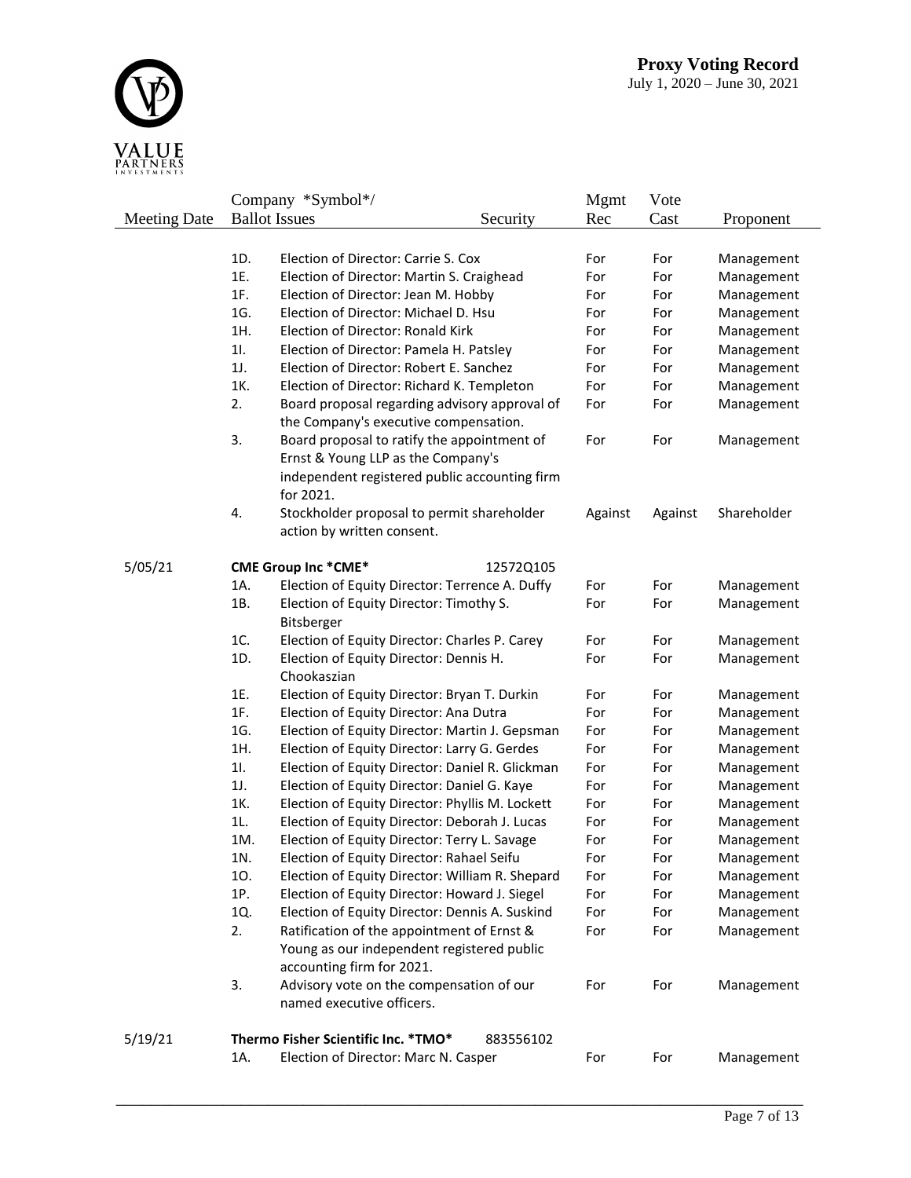| Meeting Date | Company *Symbol*/ Ballot Issues | | Security | Mgmt Rec | Vote Cast | Proponent |
|---|---|---|---|---|---|---|
| | 1D. | Election of Director: Carrie S. Cox | | For | For | Management |
| | 1E. | Election of Director: Martin S. Craighead | | For | For | Management |
| | 1F. | Election of Director: Jean M. Hobby | | For | For | Management |
| | 1G. | Election of Director: Michael D. Hsu | | For | For | Management |
| | 1H. | Election of Director: Ronald Kirk | | For | For | Management |
| | 1I. | Election of Director: Pamela H. Patsley | | For | For | Management |
| | 1J. | Election of Director: Robert E. Sanchez | | For | For | Management |
| | 1K. | Election of Director: Richard K. Templeton | | For | For | Management |
| | 2. | Board proposal regarding advisory approval of the Company's executive compensation. | | For | For | Management |
| | 3. | Board proposal to ratify the appointment of Ernst & Young LLP as the Company's independent registered public accounting firm for 2021. | | For | For | Management |
| | 4. | Stockholder proposal to permit shareholder action by written consent. | | Against | Against | Shareholder |
| 5/05/21 | **CME Group Inc *CME*** | | 12572Q105 | | | |
| | 1A. | Election of Equity Director: Terrence A. Duffy | | For | For | Management |
| | 1B. | Election of Equity Director: Timothy S. Bitsberger | | For | For | Management |
| | 1C. | Election of Equity Director: Charles P. Carey | | For | For | Management |
| | 1D. | Election of Equity Director: Dennis H. Chookaszian | | For | For | Management |
| | 1E. | Election of Equity Director: Bryan T. Durkin | | For | For | Management |
| | 1F. | Election of Equity Director: Ana Dutra | | For | For | Management |
| | 1G. | Election of Equity Director: Martin J. Gepsman | | For | For | Management |
| | 1H. | Election of Equity Director: Larry G. Gerdes | | For | For | Management |
| | 1I. | Election of Equity Director: Daniel R. Glickman | | For | For | Management |
| | 1J. | Election of Equity Director: Daniel G. Kaye | | For | For | Management |
| | 1K. | Election of Equity Director: Phyllis M. Lockett | | For | For | Management |
| | 1L. | Election of Equity Director: Deborah J. Lucas | | For | For | Management |
| | 1M. | Election of Equity Director: Terry L. Savage | | For | For | Management |
| | 1N. | Election of Equity Director: Rahael Seifu | | For | For | Management |
| | 1O. | Election of Equity Director: William R. Shepard | | For | For | Management |
| | 1P. | Election of Equity Director: Howard J. Siegel | | For | For | Management |
| | 1Q. | Election of Equity Director: Dennis A. Suskind | | For | For | Management |
| | 2. | Ratification of the appointment of Ernst & Young as our independent registered public accounting firm for 2021. | | For | For | Management |
| | 3. | Advisory vote on the compensation of our named executive officers. | | For | For | Management |
| 5/19/21 | **Thermo Fisher Scientific Inc. *TMO*** | | 883556102 | | | |
| | 1A. | Election of Director: Marc N. Casper | | For | For | Management |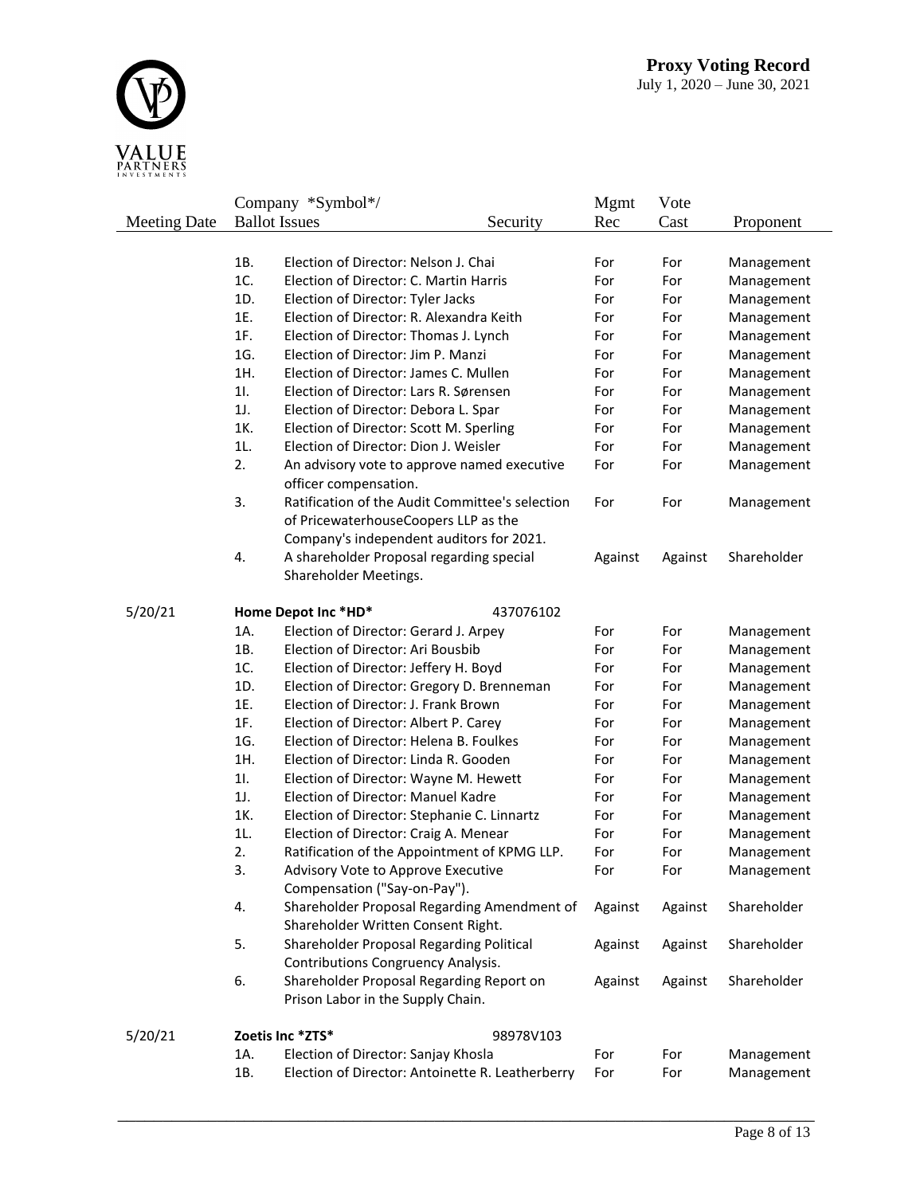| Meeting Date | Company *Symbol*/ Ballot Issues | | Security | Mgmt Rec | Vote Cast | Proponent |
|---|---|---|---|---|---|---|
| | 1B. | Election of Director: Nelson J. Chai | | For | For | Management |
| | 1C. | Election of Director: C. Martin Harris | | For | For | Management |
| | 1D. | Election of Director: Tyler Jacks | | For | For | Management |
| | 1E. | Election of Director: R. Alexandra Keith | | For | For | Management |
| | 1F. | Election of Director: Thomas J. Lynch | | For | For | Management |
| | 1G. | Election of Director: Jim P. Manzi | | For | For | Management |
| | 1H. | Election of Director: James C. Mullen | | For | For | Management |
| | 1I. | Election of Director: Lars R. Sørensen | | For | For | Management |
| | 1J. | Election of Director: Debora L. Spar | | For | For | Management |
| | 1K. | Election of Director: Scott M. Sperling | | For | For | Management |
| | 1L. | Election of Director: Dion J. Weisler | | For | For | Management |
| | 2. | An advisory vote to approve named executive officer compensation. | | For | For | Management |
| | 3. | Ratification of the Audit Committee's selection of PricewaterhouseCoopers LLP as the Company's independent auditors for 2021. | | For | For | Management |
| | 4. | A shareholder Proposal regarding special Shareholder Meetings. | | Against | Against | Shareholder |
| 5/20/21 | **Home Depot Inc *HD*** | | 437076102 | | | |
| | 1A. | Election of Director: Gerard J. Arpey | | For | For | Management |
| | 1B. | Election of Director: Ari Bousbib | | For | For | Management |
| | 1C. | Election of Director: Jeffery H. Boyd | | For | For | Management |
| | 1D. | Election of Director: Gregory D. Brenneman | | For | For | Management |
| | 1E. | Election of Director: J. Frank Brown | | For | For | Management |
| | 1F. | Election of Director: Albert P. Carey | | For | For | Management |
| | 1G. | Election of Director: Helena B. Foulkes | | For | For | Management |
| | 1H. | Election of Director: Linda R. Gooden | | For | For | Management |
| | 1I. | Election of Director: Wayne M. Hewett | | For | For | Management |
| | 1J. | Election of Director: Manuel Kadre | | For | For | Management |
| | 1K. | Election of Director: Stephanie C. Linnartz | | For | For | Management |
| | 1L. | Election of Director: Craig A. Menear | | For | For | Management |
| | 2. | Ratification of the Appointment of KPMG LLP. | | For | For | Management |
| | 3. | Advisory Vote to Approve Executive Compensation ("Say-on-Pay"). | | For | For | Management |
| | 4. | Shareholder Proposal Regarding Amendment of Shareholder Written Consent Right. | | Against | Against | Shareholder |
| | 5. | Shareholder Proposal Regarding Political Contributions Congruency Analysis. | | Against | Against | Shareholder |
| | 6. | Shareholder Proposal Regarding Report on Prison Labor in the Supply Chain. | | Against | Against | Shareholder |
| 5/20/21 | **Zoetis Inc *ZTS*** | | 98978V103 | | | |
| | 1A. | Election of Director: Sanjay Khosla | | For | For | Management |
| | 1B. | Election of Director: Antoinette R. Leatherberry | | For | For | Management |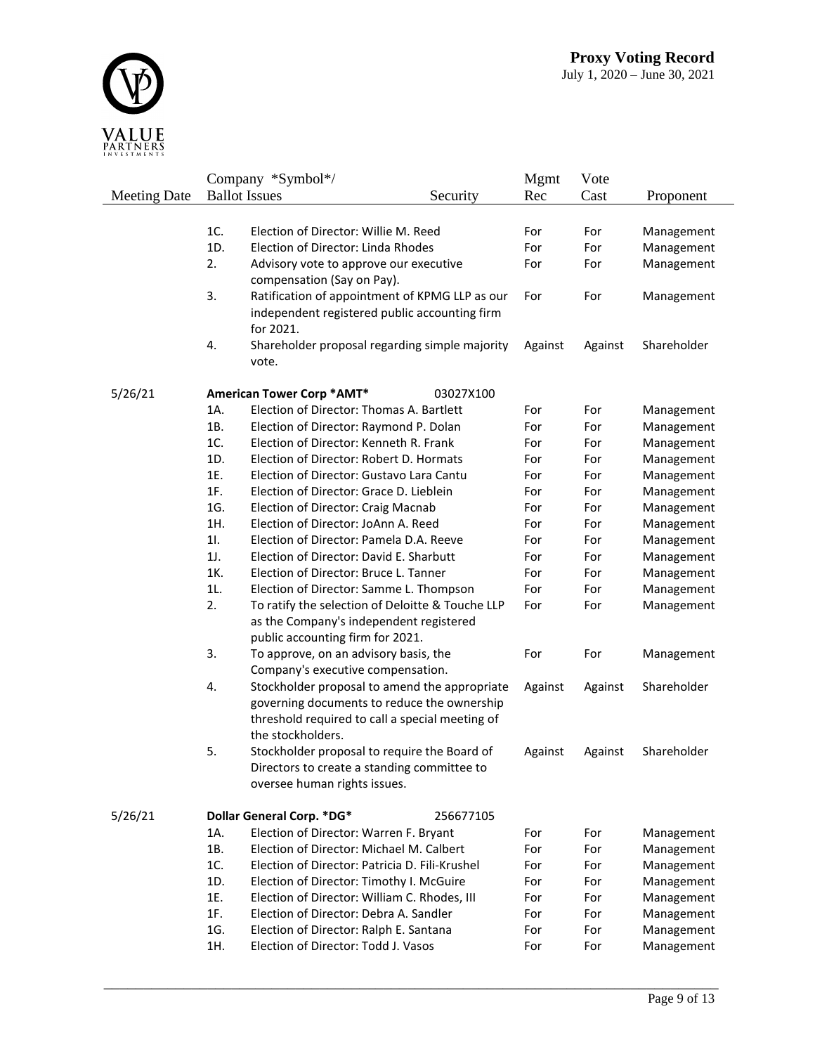| Meeting Date | Company \*Symbol\*/ Ballot Issues | | Security | Mgmt Rec | Vote Cast | Proponent |
|---|---|---|---|---|---|---|
| | 1C. | Election of Director: Willie M. Reed | | For | For | Management |
| | 1D. | Election of Director: Linda Rhodes | | For | For | Management |
| | 2. | Advisory vote to approve our executive compensation (Say on Pay). | | For | For | Management |
| | 3. | Ratification of appointment of KPMG LLP as our independent registered public accounting firm for 2021. | | For | For | Management |
| | 4. | Shareholder proposal regarding simple majority vote. | | Against | Against | Shareholder |
| 5/26/21 | **American Tower Corp \*AMT\*** | | 03027X100 | | | |
| | 1A. | Election of Director: Thomas A. Bartlett | | For | For | Management |
| | 1B. | Election of Director: Raymond P. Dolan | | For | For | Management |
| | 1C. | Election of Director: Kenneth R. Frank | | For | For | Management |
| | 1D. | Election of Director: Robert D. Hormats | | For | For | Management |
| | 1E. | Election of Director: Gustavo Lara Cantu | | For | For | Management |
| | 1F. | Election of Director: Grace D. Lieblein | | For | For | Management |
| | 1G. | Election of Director: Craig Macnab | | For | For | Management |
| | 1H. | Election of Director: JoAnn A. Reed | | For | For | Management |
| | 1I. | Election of Director: Pamela D.A. Reeve | | For | For | Management |
| | 1J. | Election of Director: David E. Sharbutt | | For | For | Management |
| | 1K. | Election of Director: Bruce L. Tanner | | For | For | Management |
| | 1L. | Election of Director: Samme L. Thompson | | For | For | Management |
| | 2. | To ratify the selection of Deloitte & Touche LLP as the Company's independent registered public accounting firm for 2021. | | For | For | Management |
| | 3. | To approve, on an advisory basis, the Company's executive compensation. | | For | For | Management |
| | 4. | Stockholder proposal to amend the appropriate governing documents to reduce the ownership threshold required to call a special meeting of the stockholders. | | Against | Against | Shareholder |
| | 5. | Stockholder proposal to require the Board of Directors to create a standing committee to oversee human rights issues. | | Against | Against | Shareholder |
| 5/26/21 | **Dollar General Corp. \*DG\*** | | 256677105 | | | |
| | 1A. | Election of Director: Warren F. Bryant | | For | For | Management |
| | 1B. | Election of Director: Michael M. Calbert | | For | For | Management |
| | 1C. | Election of Director: Patricia D. Fili-Krushel | | For | For | Management |
| | 1D. | Election of Director: Timothy I. McGuire | | For | For | Management |
| | 1E. | Election of Director: William C. Rhodes, III | | For | For | Management |
| | 1F. | Election of Director: Debra A. Sandler | | For | For | Management |
| | 1G. | Election of Director: Ralph E. Santana | | For | For | Management |
| | 1H. | Election of Director: Todd J. Vasos | | For | For | Management |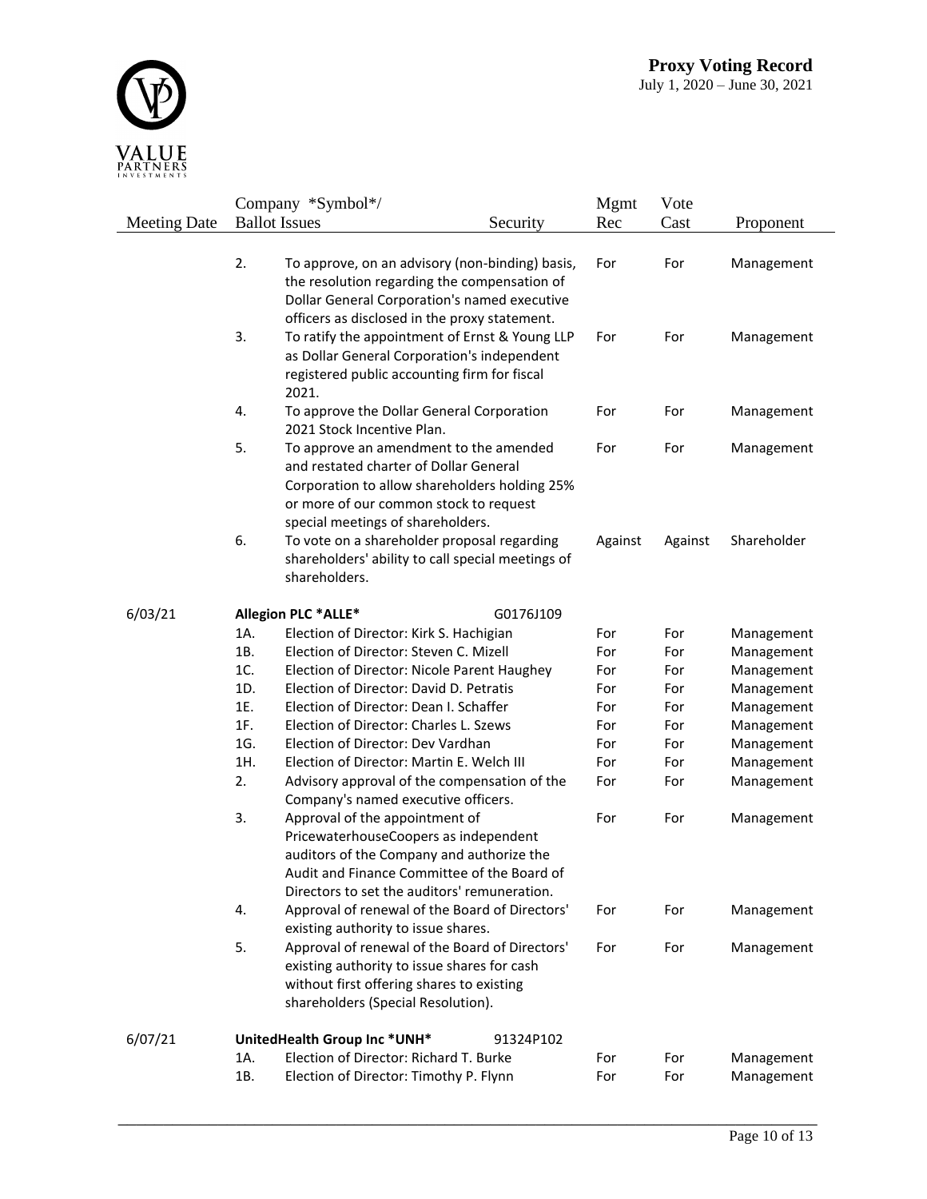| Meeting Date | Company \*Symbol\*/ Ballot Issues | | Security | Mgmt Rec | Vote Cast | Proponent |
|---|---|---|---|---|---|---|
| | 2. | To approve, on an advisory (non-binding) basis, the resolution regarding the compensation of Dollar General Corporation's named executive officers as disclosed in the proxy statement. | | For | For | Management |
| | 3. | To ratify the appointment of Ernst & Young LLP as Dollar General Corporation's independent registered public accounting firm for fiscal 2021. | | For | For | Management |
| | 4. | To approve the Dollar General Corporation 2021 Stock Incentive Plan. | | For | For | Management |
| | 5. | To approve an amendment to the amended and restated charter of Dollar General Corporation to allow shareholders holding 25% or more of our common stock to request special meetings of shareholders. | | For | For | Management |
| | 6. | To vote on a shareholder proposal regarding shareholders' ability to call special meetings of shareholders. | | Against | Against | Shareholder |
| 6/03/21 | **Allegion PLC \*ALLE\*** | | G0176J109 | | | |
| | 1A. | Election of Director: Kirk S. Hachigian | | For | For | Management |
| | 1B. | Election of Director: Steven C. Mizell | | For | For | Management |
| | 1C. | Election of Director: Nicole Parent Haughey | | For | For | Management |
| | 1D. | Election of Director: David D. Petratis | | For | For | Management |
| | 1E. | Election of Director: Dean I. Schaffer | | For | For | Management |
| | 1F. | Election of Director: Charles L. Szews | | For | For | Management |
| | 1G. | Election of Director: Dev Vardhan | | For | For | Management |
| | 1H. | Election of Director: Martin E. Welch III | | For | For | Management |
| | 2. | Advisory approval of the compensation of the Company's named executive officers. | | For | For | Management |
| | 3. | Approval of the appointment of PricewaterhouseCoopers as independent auditors of the Company and authorize the Audit and Finance Committee of the Board of Directors to set the auditors' remuneration. | | For | For | Management |
| | 4. | Approval of renewal of the Board of Directors' existing authority to issue shares. | | For | For | Management |
| | 5. | Approval of renewal of the Board of Directors' existing authority to issue shares for cash without first offering shares to existing shareholders (Special Resolution). | | For | For | Management |
| 6/07/21 | **UnitedHealth Group Inc \*UNH\*** | | 91324P102 | | | |
| | 1A. | Election of Director: Richard T. Burke | | For | For | Management |
| | 1B. | Election of Director: Timothy P. Flynn | | For | For | Management |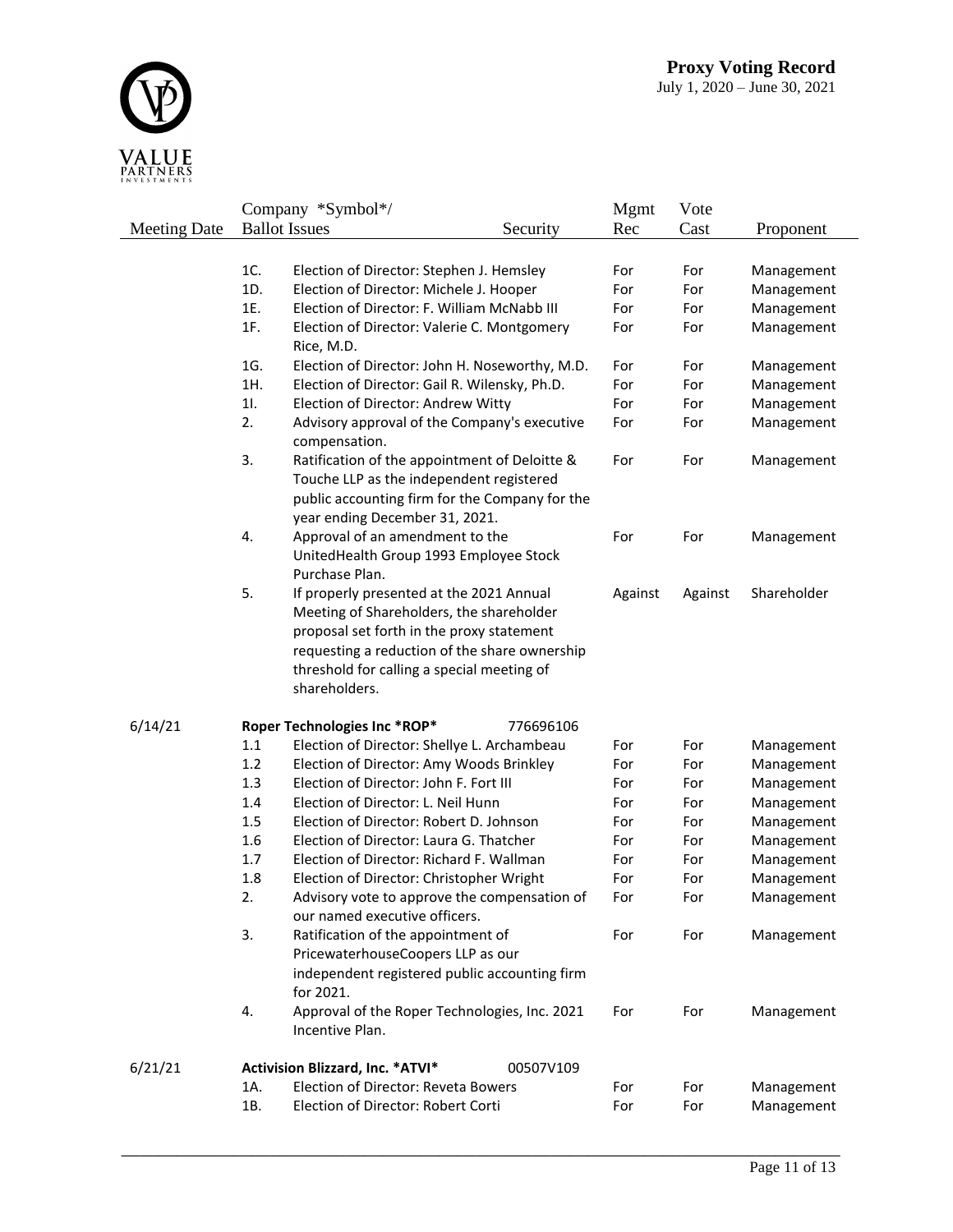| Meeting Date | Company \*Symbol\*/ Ballot Issues | | Security | Mgmt Rec | Vote Cast | Proponent |
|---|---|---|---|---|---|---|
| | 1C. | Election of Director: Stephen J. Hemsley | | For | For | Management |
| | 1D. | Election of Director: Michele J. Hooper | | For | For | Management |
| | 1E. | Election of Director: F. William McNabb III | | For | For | Management |
| | 1F. | Election of Director: Valerie C. Montgomery Rice, M.D. | | For | For | Management |
| | 1G. | Election of Director: John H. Noseworthy, M.D. | | For | For | Management |
| | 1H. | Election of Director: Gail R. Wilensky, Ph.D. | | For | For | Management |
| | 1I. | Election of Director: Andrew Witty | | For | For | Management |
| | 2. | Advisory approval of the Company's executive compensation. | | For | For | Management |
| | 3. | Ratification of the appointment of Deloitte & Touche LLP as the independent registered public accounting firm for the Company for the year ending December 31, 2021. | | For | For | Management |
| | 4. | Approval of an amendment to the UnitedHealth Group 1993 Employee Stock Purchase Plan. | | For | For | Management |
| | 5. | If properly presented at the 2021 Annual Meeting of Shareholders, the shareholder proposal set forth in the proxy statement requesting a reduction of the share ownership threshold for calling a special meeting of shareholders. | | Against | Against | Shareholder |
| 6/14/21 | **Roper Technologies Inc \*ROP\*** | | 776696106 | | | |
| | 1.1 | Election of Director: Shellye L. Archambeau | | For | For | Management |
| | 1.2 | Election of Director: Amy Woods Brinkley | | For | For | Management |
| | 1.3 | Election of Director: John F. Fort III | | For | For | Management |
| | 1.4 | Election of Director: L. Neil Hunn | | For | For | Management |
| | 1.5 | Election of Director: Robert D. Johnson | | For | For | Management |
| | 1.6 | Election of Director: Laura G. Thatcher | | For | For | Management |
| | 1.7 | Election of Director: Richard F. Wallman | | For | For | Management |
| | 1.8 | Election of Director: Christopher Wright | | For | For | Management |
| | 2. | Advisory vote to approve the compensation of our named executive officers. | | For | For | Management |
| | 3. | Ratification of the appointment of PricewaterhouseCoopers LLP as our independent registered public accounting firm for 2021. | | For | For | Management |
| | 4. | Approval of the Roper Technologies, Inc. 2021 Incentive Plan. | | For | For | Management |
| 6/21/21 | **Activision Blizzard, Inc. \*ATVI\*** | | 00507V109 | | | |
| | 1A. | Election of Director: Reveta Bowers | | For | For | Management |
| | 1B. | Election of Director: Robert Corti | | For | For | Management |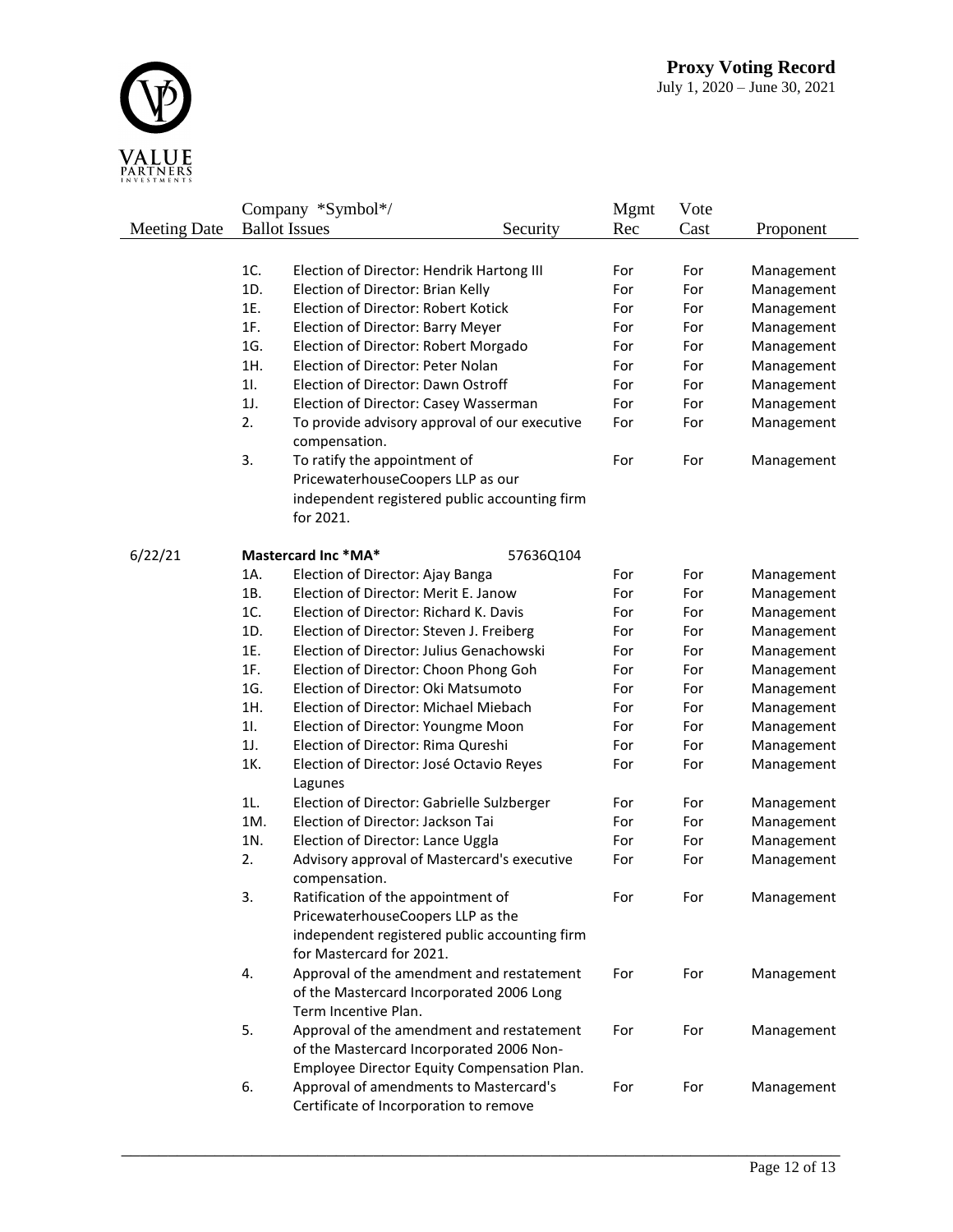# Proxy Voting Record

July 1, 2020 – June 30, 2021

| Meeting Date | Company *Symbol*/ Ballot Issues | | Security | Mgmt Rec | Vote Cast | Proponent |
|---|---|---|---|---|---|---|
| | 1C. | Election of Director: Hendrik Hartong III | | For | For | Management |
| | 1D. | Election of Director: Brian Kelly | | For | For | Management |
| | 1E. | Election of Director: Robert Kotick | | For | For | Management |
| | 1F. | Election of Director: Barry Meyer | | For | For | Management |
| | 1G. | Election of Director: Robert Morgado | | For | For | Management |
| | 1H. | Election of Director: Peter Nolan | | For | For | Management |
| | 1I. | Election of Director: Dawn Ostroff | | For | For | Management |
| | 1J. | Election of Director: Casey Wasserman | | For | For | Management |
| | 2. | To provide advisory approval of our executive compensation. | | For | For | Management |
| | 3. | To ratify the appointment of PricewaterhouseCoopers LLP as our independent registered public accounting firm for 2021. | | For | For | Management |
| 6/22/21 | **Mastercard Inc *MA*** | | 57636Q104 | | | |
| | 1A. | Election of Director: Ajay Banga | | For | For | Management |
| | 1B. | Election of Director: Merit E. Janow | | For | For | Management |
| | 1C. | Election of Director: Richard K. Davis | | For | For | Management |
| | 1D. | Election of Director: Steven J. Freiberg | | For | For | Management |
| | 1E. | Election of Director: Julius Genachowski | | For | For | Management |
| | 1F. | Election of Director: Choon Phong Goh | | For | For | Management |
| | 1G. | Election of Director: Oki Matsumoto | | For | For | Management |
| | 1H. | Election of Director: Michael Miebach | | For | For | Management |
| | 1I. | Election of Director: Youngme Moon | | For | For | Management |
| | 1J. | Election of Director: Rima Qureshi | | For | For | Management |
| | 1K. | Election of Director: José Octavio Reyes Lagunes | | For | For | Management |
| | 1L. | Election of Director: Gabrielle Sulzberger | | For | For | Management |
| | 1M. | Election of Director: Jackson Tai | | For | For | Management |
| | 1N. | Election of Director: Lance Uggla | | For | For | Management |
| | 2. | Advisory approval of Mastercard's executive compensation. | | For | For | Management |
| | 3. | Ratification of the appointment of PricewaterhouseCoopers LLP as the independent registered public accounting firm for Mastercard for 2021. | | For | For | Management |
| | 4. | Approval of the amendment and restatement of the Mastercard Incorporated 2006 Long Term Incentive Plan. | | For | For | Management |
| | 5. | Approval of the amendment and restatement of the Mastercard Incorporated 2006 Non-Employee Director Equity Compensation Plan. | | For | For | Management |
| | 6. | Approval of amendments to Mastercard's Certificate of Incorporation to remove | | For | For | Management |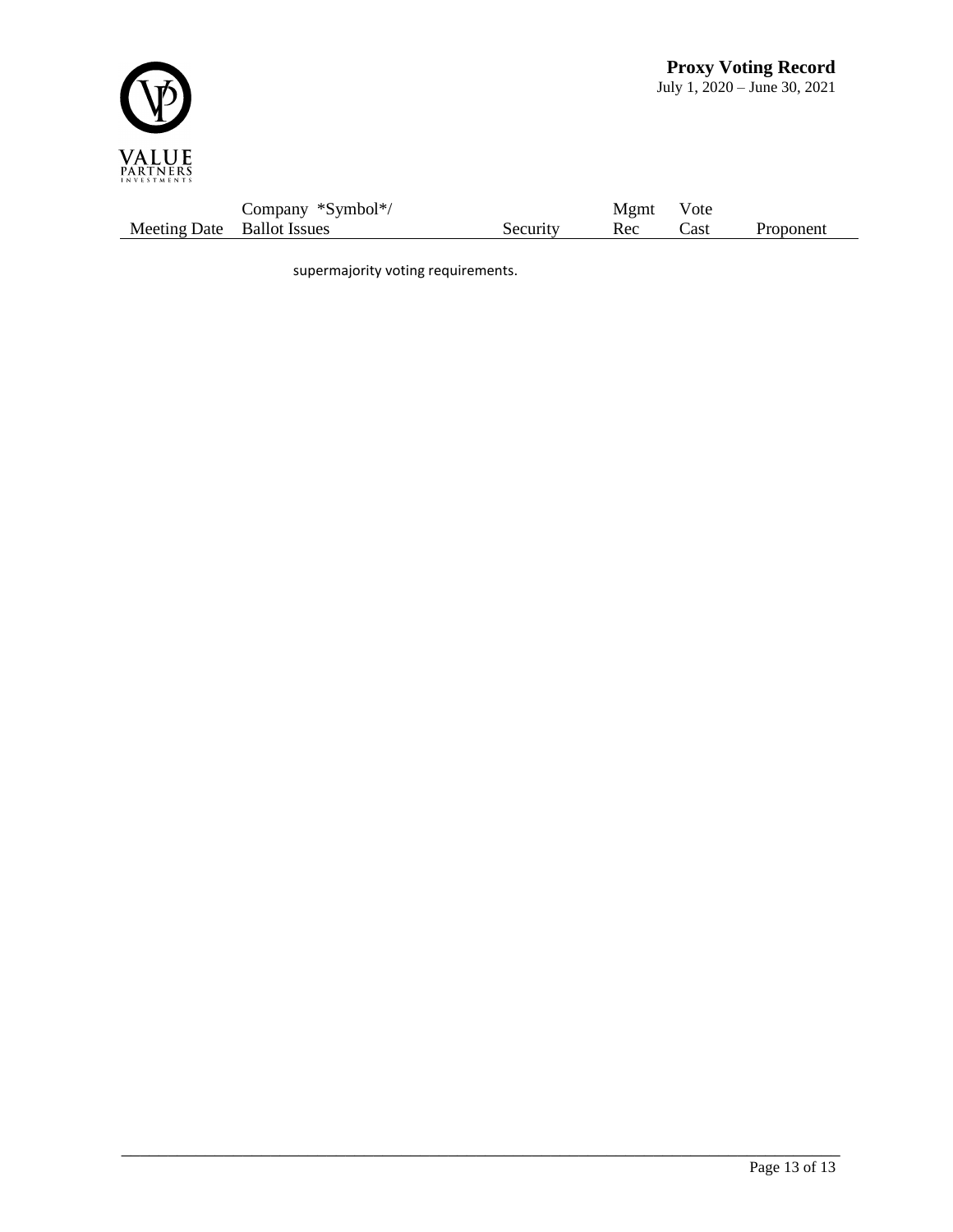| Meeting Date | Company *Symbol*/ Ballot Issues | Security | Mgmt Rec | Vote Cast | Proponent |
| --- | --- | --- | --- | --- | --- |
| | supermajority voting requirements. | | | | |